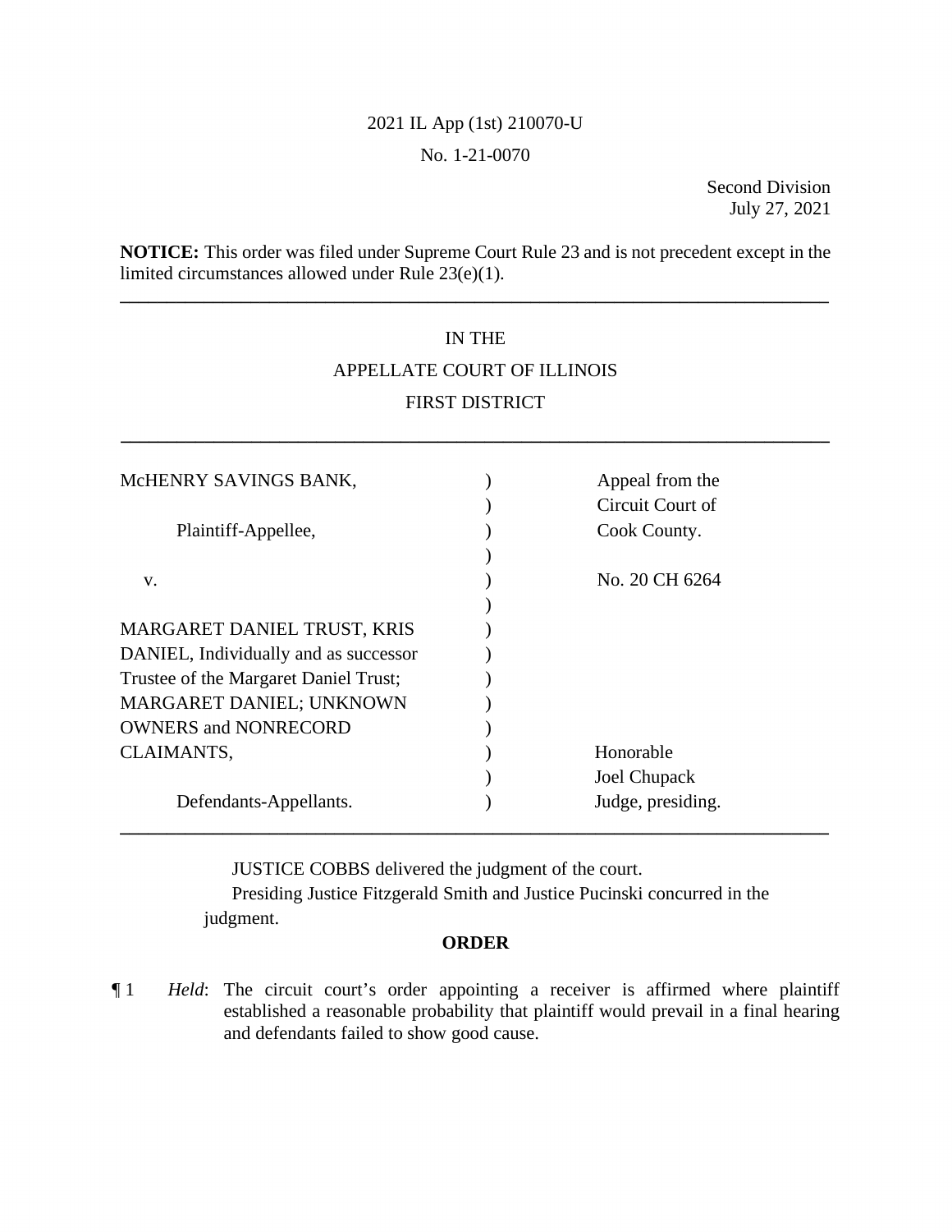2021 IL App (1st) 210070-U

No. 1-21-0070

Second Division
July 27, 2021

**NOTICE:** This order was filed under Supreme Court Rule 23 and is not precedent except in the limited circumstances allowed under Rule 23(e)(1).

---

IN THE

APPELLATE COURT OF ILLINOIS

FIRST DISTRICT

---

| | | |
|---|---|---|
| McHENRY SAVINGS BANK, | ) | Appeal from the |
| | ) | Circuit Court of |
| Plaintiff-Appellee, | ) | Cook County. |
| | ) | |
| v. | ) | No. 20 CH 6264 |
| | ) | |
| MARGARET DANIEL TRUST, KRIS DANIEL, Individually and as successor Trustee of the Margaret Daniel Trust; MARGARET DANIEL; UNKNOWN OWNERS and NONRECORD CLAIMANTS, | ) | Honorable |
| | ) | Joel Chupack |
| Defendants-Appellants. | ) | Judge, presiding. |

---

JUSTICE COBBS delivered the judgment of the court.
Presiding Justice Fitzgerald Smith and Justice Pucinski concurred in the judgment.

**ORDER**

¶ 1 *Held*: The circuit court's order appointing a receiver is affirmed where plaintiff established a reasonable probability that plaintiff would prevail in a final hearing and defendants failed to show good cause.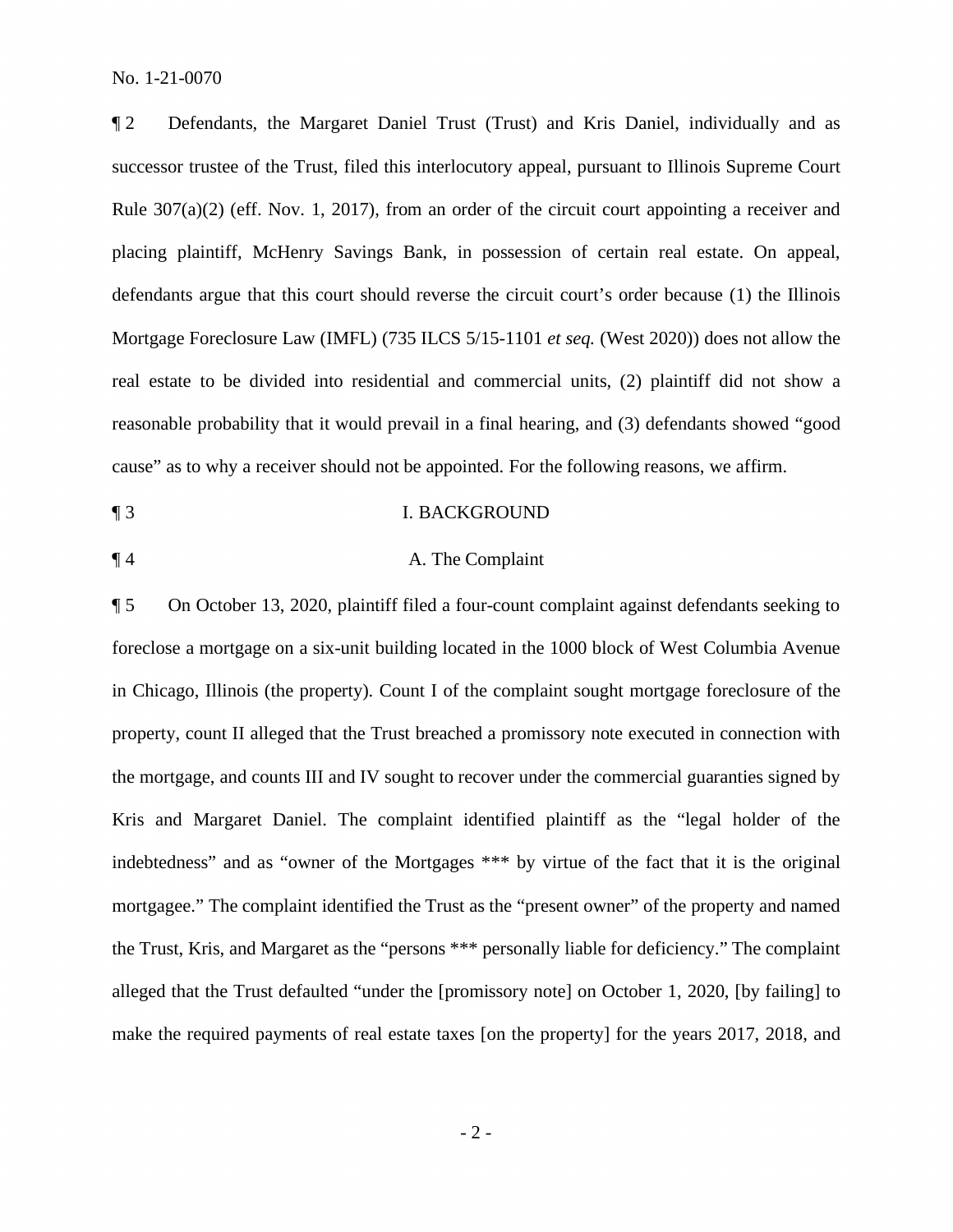¶ 2 Defendants, the Margaret Daniel Trust (Trust) and Kris Daniel, individually and as successor trustee of the Trust, filed this interlocutory appeal, pursuant to Illinois Supreme Court Rule 307(a)(2) (eff. Nov. 1, 2017), from an order of the circuit court appointing a receiver and placing plaintiff, McHenry Savings Bank, in possession of certain real estate. On appeal, defendants argue that this court should reverse the circuit court's order because (1) the Illinois Mortgage Foreclosure Law (IMFL) (735 ILCS 5/15-1101 *et seq.* (West 2020)) does not allow the real estate to be divided into residential and commercial units, (2) plaintiff did not show a reasonable probability that it would prevail in a final hearing, and (3) defendants showed "good cause" as to why a receiver should not be appointed. For the following reasons, we affirm.

¶ 3 I. BACKGROUND

¶ 4 A. The Complaint

¶ 5 On October 13, 2020, plaintiff filed a four-count complaint against defendants seeking to foreclose a mortgage on a six-unit building located in the 1000 block of West Columbia Avenue in Chicago, Illinois (the property). Count I of the complaint sought mortgage foreclosure of the property, count II alleged that the Trust breached a promissory note executed in connection with the mortgage, and counts III and IV sought to recover under the commercial guaranties signed by Kris and Margaret Daniel. The complaint identified plaintiff as the "legal holder of the indebtedness" and as "owner of the Mortgages *** by virtue of the fact that it is the original mortgagee." The complaint identified the Trust as the "present owner" of the property and named the Trust, Kris, and Margaret as the "persons *** personally liable for deficiency." The complaint alleged that the Trust defaulted "under the [promissory note] on October 1, 2020, [by failing] to make the required payments of real estate taxes [on the property] for the years 2017, 2018, and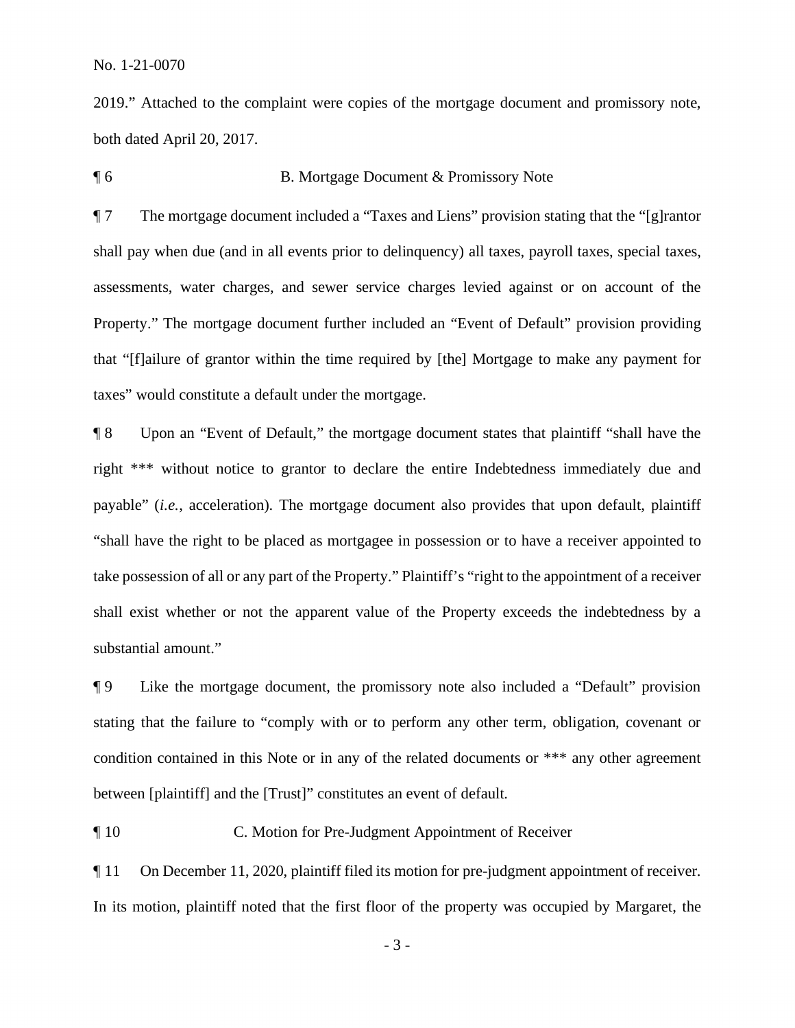2019." Attached to the complaint were copies of the mortgage document and promissory note, both dated April 20, 2017.

¶ 6 B. Mortgage Document & Promissory Note

¶ 7 The mortgage document included a "Taxes and Liens" provision stating that the "[g]rantor shall pay when due (and in all events prior to delinquency) all taxes, payroll taxes, special taxes, assessments, water charges, and sewer service charges levied against or on account of the Property." The mortgage document further included an "Event of Default" provision providing that "[f]ailure of grantor within the time required by [the] Mortgage to make any payment for taxes" would constitute a default under the mortgage.

¶ 8 Upon an "Event of Default," the mortgage document states that plaintiff "shall have the right *** without notice to grantor to declare the entire Indebtedness immediately due and payable" (*i.e.*, acceleration). The mortgage document also provides that upon default, plaintiff "shall have the right to be placed as mortgagee in possession or to have a receiver appointed to take possession of all or any part of the Property." Plaintiff's "right to the appointment of a receiver shall exist whether or not the apparent value of the Property exceeds the indebtedness by a substantial amount."

¶ 9 Like the mortgage document, the promissory note also included a "Default" provision stating that the failure to "comply with or to perform any other term, obligation, covenant or condition contained in this Note or in any of the related documents or *** any other agreement between [plaintiff] and the [Trust]" constitutes an event of default.

¶ 10 C. Motion for Pre-Judgment Appointment of Receiver

¶ 11 On December 11, 2020, plaintiff filed its motion for pre-judgment appointment of receiver. In its motion, plaintiff noted that the first floor of the property was occupied by Margaret, the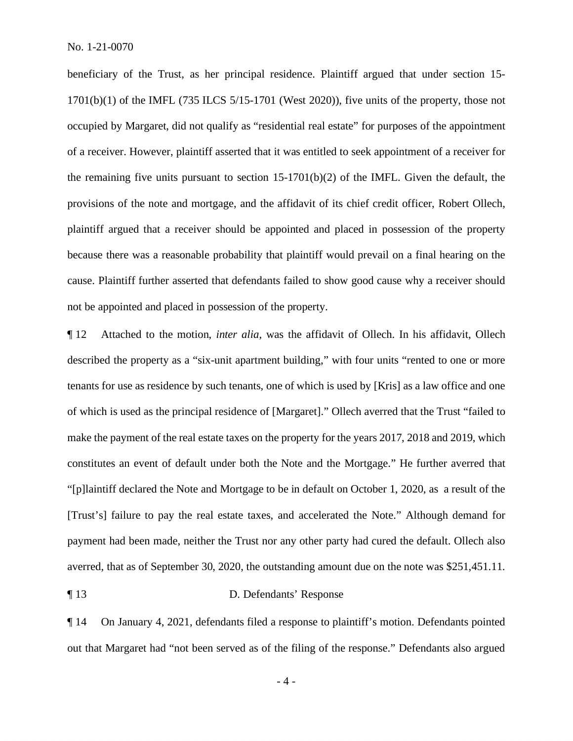beneficiary of the Trust, as her principal residence. Plaintiff argued that under section 15-1701(b)(1) of the IMFL (735 ILCS 5/15-1701 (West 2020)), five units of the property, those not occupied by Margaret, did not qualify as "residential real estate" for purposes of the appointment of a receiver. However, plaintiff asserted that it was entitled to seek appointment of a receiver for the remaining five units pursuant to section 15-1701(b)(2) of the IMFL. Given the default, the provisions of the note and mortgage, and the affidavit of its chief credit officer, Robert Ollech, plaintiff argued that a receiver should be appointed and placed in possession of the property because there was a reasonable probability that plaintiff would prevail on a final hearing on the cause. Plaintiff further asserted that defendants failed to show good cause why a receiver should not be appointed and placed in possession of the property.

¶ 12 Attached to the motion, *inter alia*, was the affidavit of Ollech. In his affidavit, Ollech described the property as a "six-unit apartment building," with four units "rented to one or more tenants for use as residence by such tenants, one of which is used by [Kris] as a law office and one of which is used as the principal residence of [Margaret]." Ollech averred that the Trust "failed to make the payment of the real estate taxes on the property for the years 2017, 2018 and 2019, which constitutes an event of default under both the Note and the Mortgage." He further averred that "[p]laintiff declared the Note and Mortgage to be in default on October 1, 2020, as a result of the [Trust's] failure to pay the real estate taxes, and accelerated the Note." Although demand for payment had been made, neither the Trust nor any other party had cured the default. Ollech also averred, that as of September 30, 2020, the outstanding amount due on the note was $251,451.11.

¶ 13 D. Defendants' Response

¶ 14 On January 4, 2021, defendants filed a response to plaintiff's motion. Defendants pointed out that Margaret had "not been served as of the filing of the response." Defendants also argued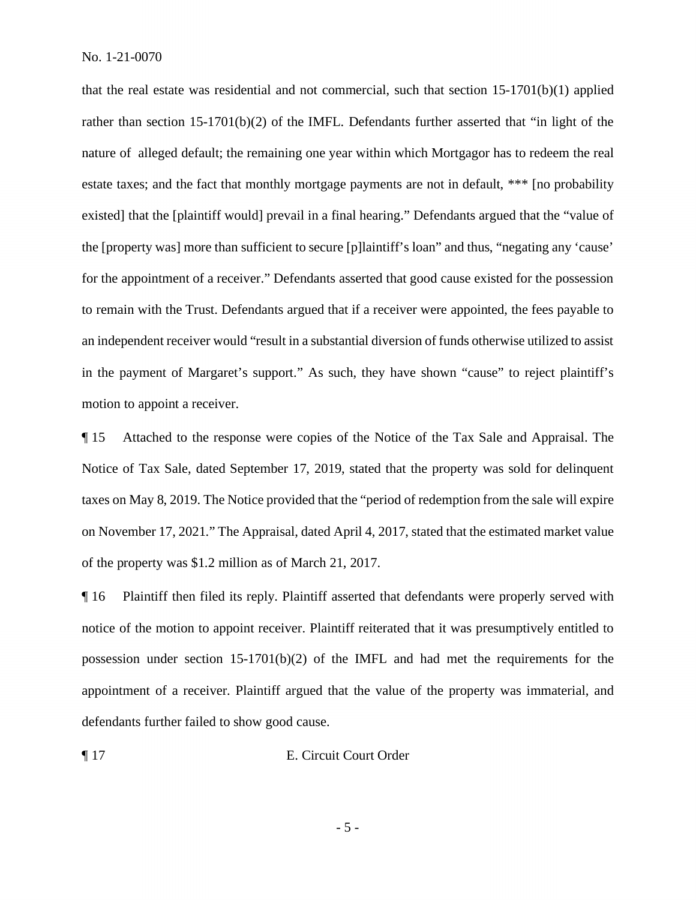that the real estate was residential and not commercial, such that section 15-1701(b)(1) applied rather than section 15-1701(b)(2) of the IMFL. Defendants further asserted that "in light of the nature of alleged default; the remaining one year within which Mortgagor has to redeem the real estate taxes; and the fact that monthly mortgage payments are not in default, *** [no probability existed] that the [plaintiff would] prevail in a final hearing." Defendants argued that the "value of the [property was] more than sufficient to secure [p]laintiff's loan" and thus, "negating any 'cause' for the appointment of a receiver." Defendants asserted that good cause existed for the possession to remain with the Trust. Defendants argued that if a receiver were appointed, the fees payable to an independent receiver would "result in a substantial diversion of funds otherwise utilized to assist in the payment of Margaret's support." As such, they have shown "cause" to reject plaintiff's motion to appoint a receiver.

¶ 15 Attached to the response were copies of the Notice of the Tax Sale and Appraisal. The Notice of Tax Sale, dated September 17, 2019, stated that the property was sold for delinquent taxes on May 8, 2019. The Notice provided that the "period of redemption from the sale will expire on November 17, 2021." The Appraisal, dated April 4, 2017, stated that the estimated market value of the property was $1.2 million as of March 21, 2017.

¶ 16 Plaintiff then filed its reply. Plaintiff asserted that defendants were properly served with notice of the motion to appoint receiver. Plaintiff reiterated that it was presumptively entitled to possession under section 15-1701(b)(2) of the IMFL and had met the requirements for the appointment of a receiver. Plaintiff argued that the value of the property was immaterial, and defendants further failed to show good cause.

¶ 17 E. Circuit Court Order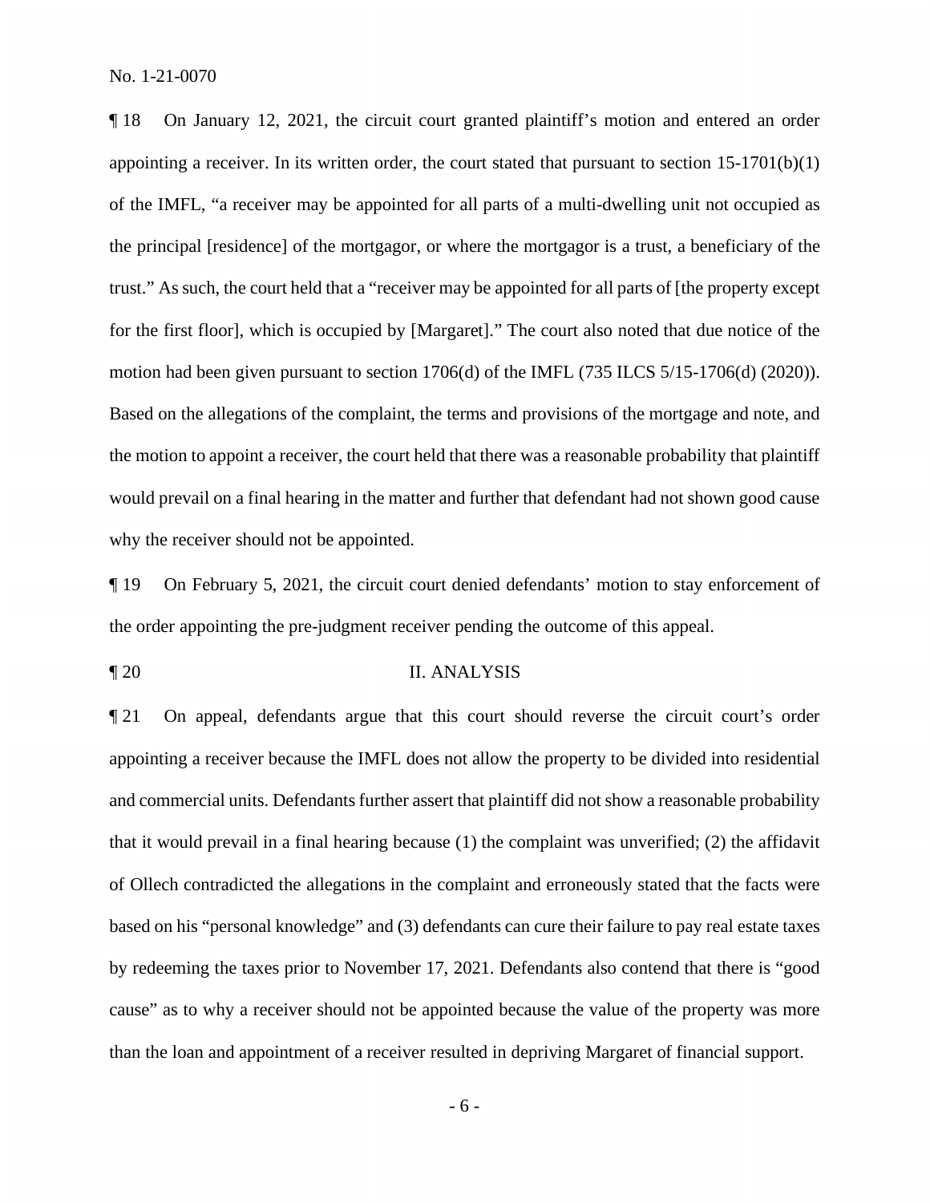¶ 18 On January 12, 2021, the circuit court granted plaintiff's motion and entered an order appointing a receiver. In its written order, the court stated that pursuant to section 15-1701(b)(1) of the IMFL, "a receiver may be appointed for all parts of a multi-dwelling unit not occupied as the principal [residence] of the mortgagor, or where the mortgagor is a trust, a beneficiary of the trust." As such, the court held that a "receiver may be appointed for all parts of [the property except for the first floor], which is occupied by [Margaret]." The court also noted that due notice of the motion had been given pursuant to section 1706(d) of the IMFL (735 ILCS 5/15-1706(d) (2020)). Based on the allegations of the complaint, the terms and provisions of the mortgage and note, and the motion to appoint a receiver, the court held that there was a reasonable probability that plaintiff would prevail on a final hearing in the matter and further that defendant had not shown good cause why the receiver should not be appointed.

¶ 19 On February 5, 2021, the circuit court denied defendants' motion to stay enforcement of the order appointing the pre-judgment receiver pending the outcome of this appeal.

## ¶ 20 II. ANALYSIS

¶ 21 On appeal, defendants argue that this court should reverse the circuit court's order appointing a receiver because the IMFL does not allow the property to be divided into residential and commercial units. Defendants further assert that plaintiff did not show a reasonable probability that it would prevail in a final hearing because (1) the complaint was unverified; (2) the affidavit of Ollech contradicted the allegations in the complaint and erroneously stated that the facts were based on his "personal knowledge" and (3) defendants can cure their failure to pay real estate taxes by redeeming the taxes prior to November 17, 2021. Defendants also contend that there is "good cause" as to why a receiver should not be appointed because the value of the property was more than the loan and appointment of a receiver resulted in depriving Margaret of financial support.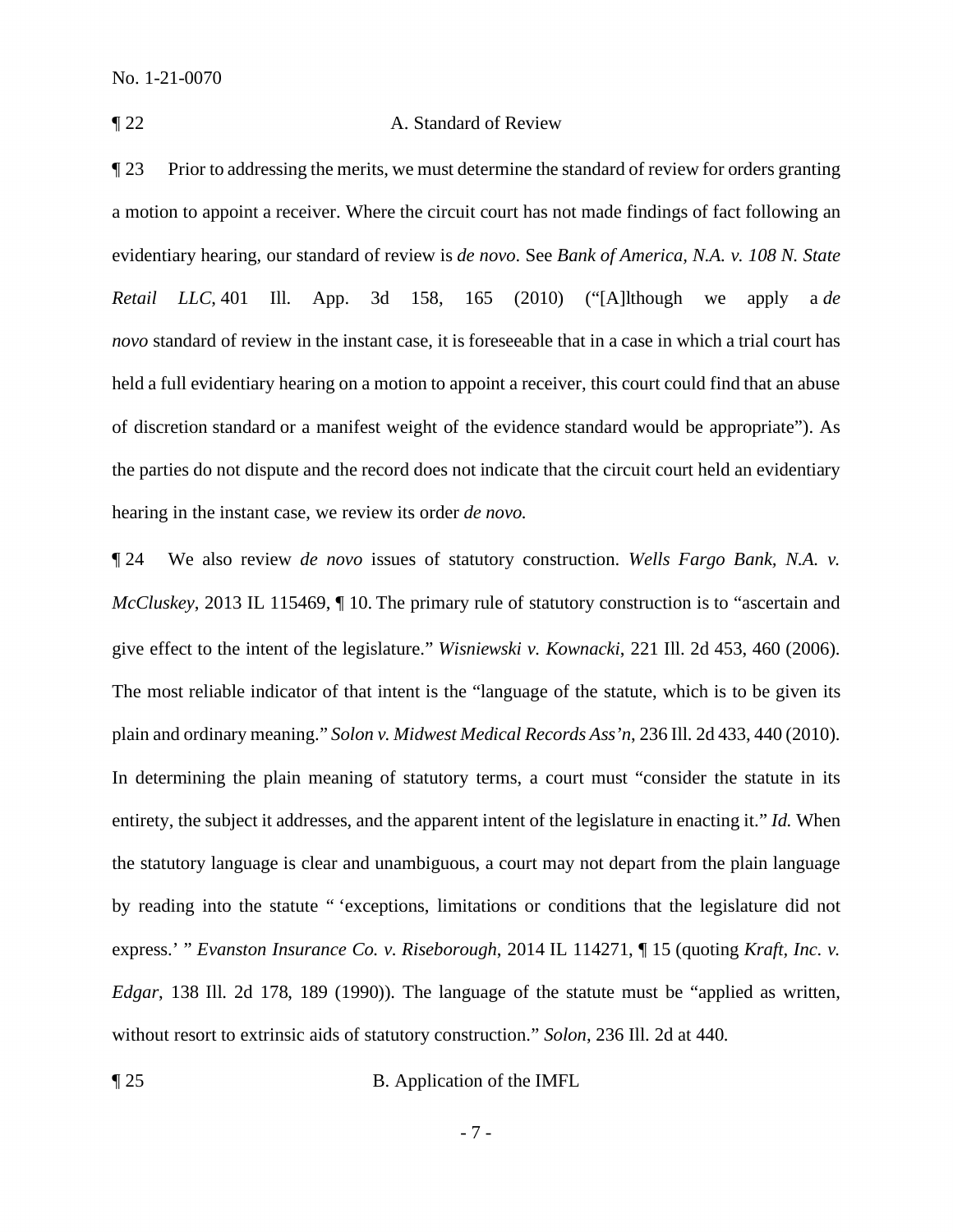¶ 22 A. Standard of Review

¶ 23 Prior to addressing the merits, we must determine the standard of review for orders granting a motion to appoint a receiver. Where the circuit court has not made findings of fact following an evidentiary hearing, our standard of review is *de novo*. See *Bank of America, N.A. v. 108 N. State Retail LLC*, 401 Ill. App. 3d 158, 165 (2010) ("[A]lthough we apply a *de novo* standard of review in the instant case, it is foreseeable that in a case in which a trial court has held a full evidentiary hearing on a motion to appoint a receiver, this court could find that an abuse of discretion standard or a manifest weight of the evidence standard would be appropriate"). As the parties do not dispute and the record does not indicate that the circuit court held an evidentiary hearing in the instant case, we review its order *de novo.*

¶ 24 We also review *de novo* issues of statutory construction. *Wells Fargo Bank, N.A. v. McCluskey*, 2013 IL 115469, ¶ 10. The primary rule of statutory construction is to "ascertain and give effect to the intent of the legislature." *Wisniewski v. Kownacki*, 221 Ill. 2d 453, 460 (2006). The most reliable indicator of that intent is the "language of the statute, which is to be given its plain and ordinary meaning." *Solon v. Midwest Medical Records Ass'n*, 236 Ill. 2d 433, 440 (2010). In determining the plain meaning of statutory terms, a court must "consider the statute in its entirety, the subject it addresses, and the apparent intent of the legislature in enacting it." *Id.* When the statutory language is clear and unambiguous, a court may not depart from the plain language by reading into the statute " 'exceptions, limitations or conditions that the legislature did not express.' " *Evanston Insurance Co. v. Riseborough*, 2014 IL 114271, ¶ 15 (quoting *Kraft, Inc. v. Edgar*, 138 Ill. 2d 178, 189 (1990)). The language of the statute must be "applied as written, without resort to extrinsic aids of statutory construction." *Solon*, 236 Ill. 2d at 440.

¶ 25 B. Application of the IMFL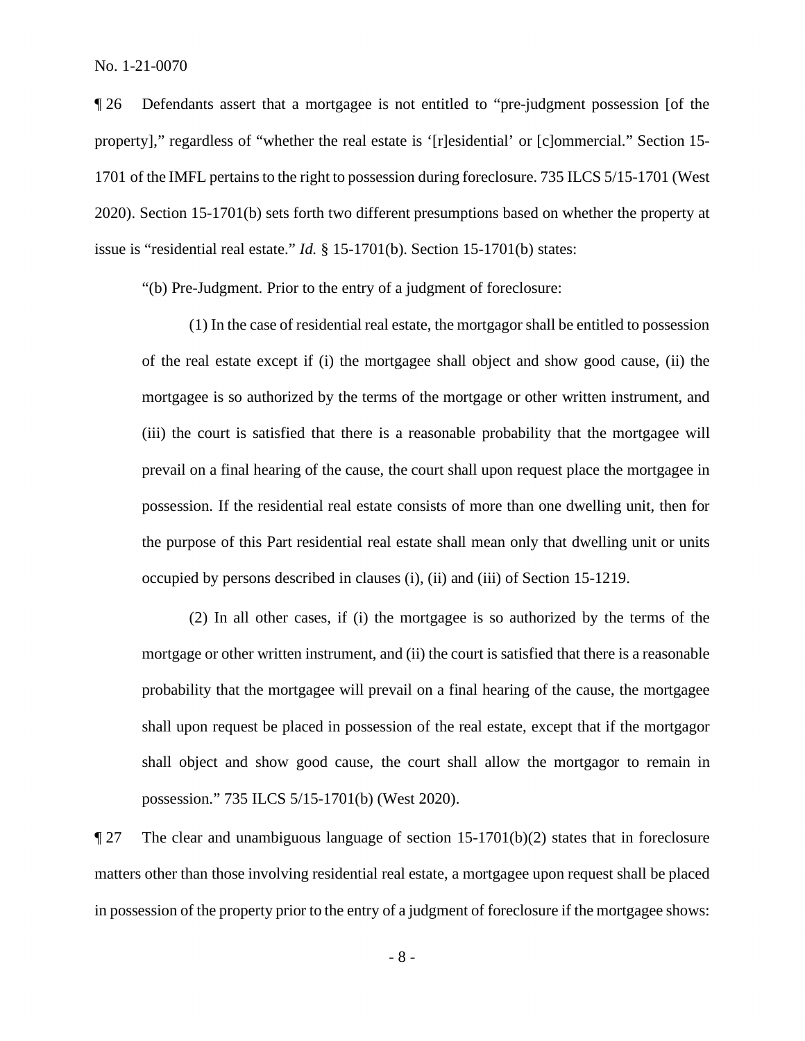¶ 26 Defendants assert that a mortgagee is not entitled to "pre-judgment possession [of the property]," regardless of "whether the real estate is '[r]esidential' or [c]ommercial." Section 15-1701 of the IMFL pertains to the right to possession during foreclosure. 735 ILCS 5/15-1701 (West 2020). Section 15-1701(b) sets forth two different presumptions based on whether the property at issue is "residential real estate." *Id.* § 15-1701(b). Section 15-1701(b) states:

> "(b) Pre-Judgment. Prior to the entry of a judgment of foreclosure:
>
> (1) In the case of residential real estate, the mortgagor shall be entitled to possession of the real estate except if (i) the mortgagee shall object and show good cause, (ii) the mortgagee is so authorized by the terms of the mortgage or other written instrument, and (iii) the court is satisfied that there is a reasonable probability that the mortgagee will prevail on a final hearing of the cause, the court shall upon request place the mortgagee in possession. If the residential real estate consists of more than one dwelling unit, then for the purpose of this Part residential real estate shall mean only that dwelling unit or units occupied by persons described in clauses (i), (ii) and (iii) of Section 15-1219.
>
> (2) In all other cases, if (i) the mortgagee is so authorized by the terms of the mortgage or other written instrument, and (ii) the court is satisfied that there is a reasonable probability that the mortgagee will prevail on a final hearing of the cause, the mortgagee shall upon request be placed in possession of the real estate, except that if the mortgagor shall object and show good cause, the court shall allow the mortgagor to remain in possession." 735 ILCS 5/15-1701(b) (West 2020).

¶ 27 The clear and unambiguous language of section 15-1701(b)(2) states that in foreclosure matters other than those involving residential real estate, a mortgagee upon request shall be placed in possession of the property prior to the entry of a judgment of foreclosure if the mortgagee shows: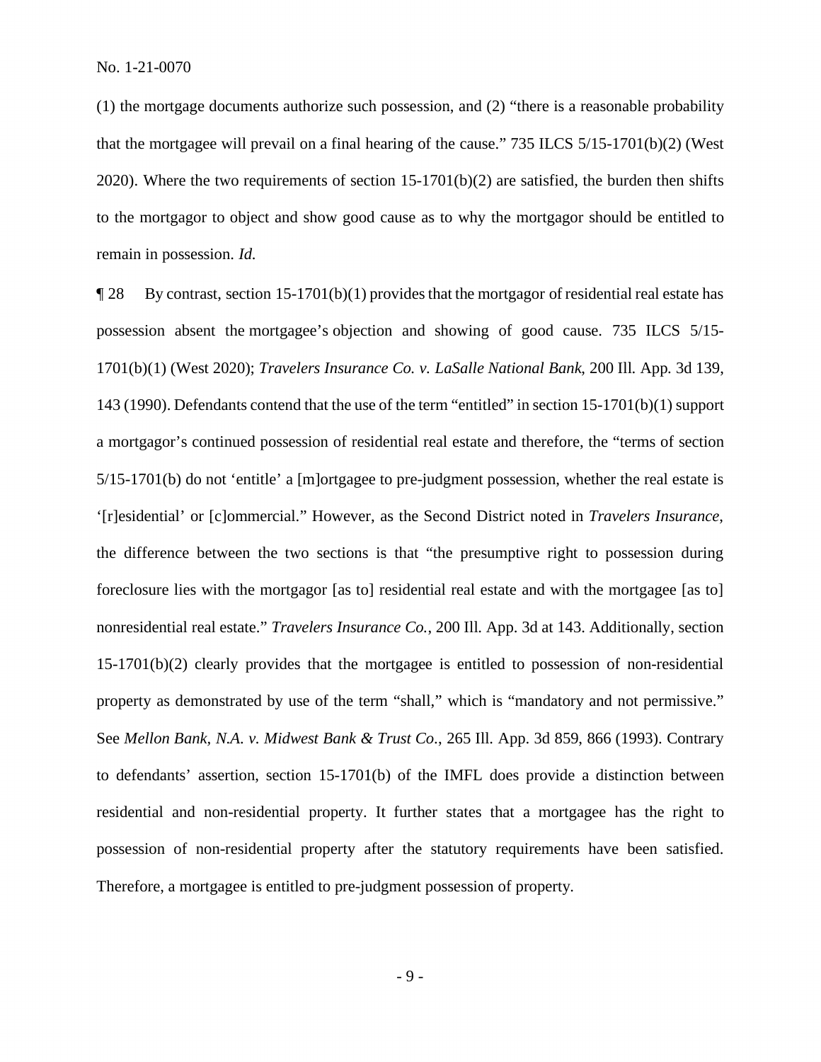(1) the mortgage documents authorize such possession, and (2) "there is a reasonable probability that the mortgagee will prevail on a final hearing of the cause." 735 ILCS 5/15-1701(b)(2) (West 2020). Where the two requirements of section 15-1701(b)(2) are satisfied, the burden then shifts to the mortgagor to object and show good cause as to why the mortgagor should be entitled to remain in possession. *Id.*

¶ 28 By contrast, section 15-1701(b)(1) provides that the mortgagor of residential real estate has possession absent the mortgagee's objection and showing of good cause. 735 ILCS 5/15-1701(b)(1) (West 2020); *Travelers Insurance Co. v. LaSalle National Bank*, 200 Ill. App. 3d 139, 143 (1990). Defendants contend that the use of the term "entitled" in section 15-1701(b)(1) support a mortgagor's continued possession of residential real estate and therefore, the "terms of section 5/15-1701(b) do not 'entitle' a [m]ortgagee to pre-judgment possession, whether the real estate is '[r]esidential' or [c]ommercial." However, as the Second District noted in *Travelers Insurance*, the difference between the two sections is that "the presumptive right to possession during foreclosure lies with the mortgagor [as to] residential real estate and with the mortgagee [as to] nonresidential real estate." *Travelers Insurance Co.*, 200 Ill. App. 3d at 143. Additionally, section 15-1701(b)(2) clearly provides that the mortgagee is entitled to possession of non-residential property as demonstrated by use of the term "shall," which is "mandatory and not permissive." See *Mellon Bank, N.A. v. Midwest Bank & Trust Co.*, 265 Ill. App. 3d 859, 866 (1993). Contrary to defendants' assertion, section 15-1701(b) of the IMFL does provide a distinction between residential and non-residential property. It further states that a mortgagee has the right to possession of non-residential property after the statutory requirements have been satisfied. Therefore, a mortgagee is entitled to pre-judgment possession of property.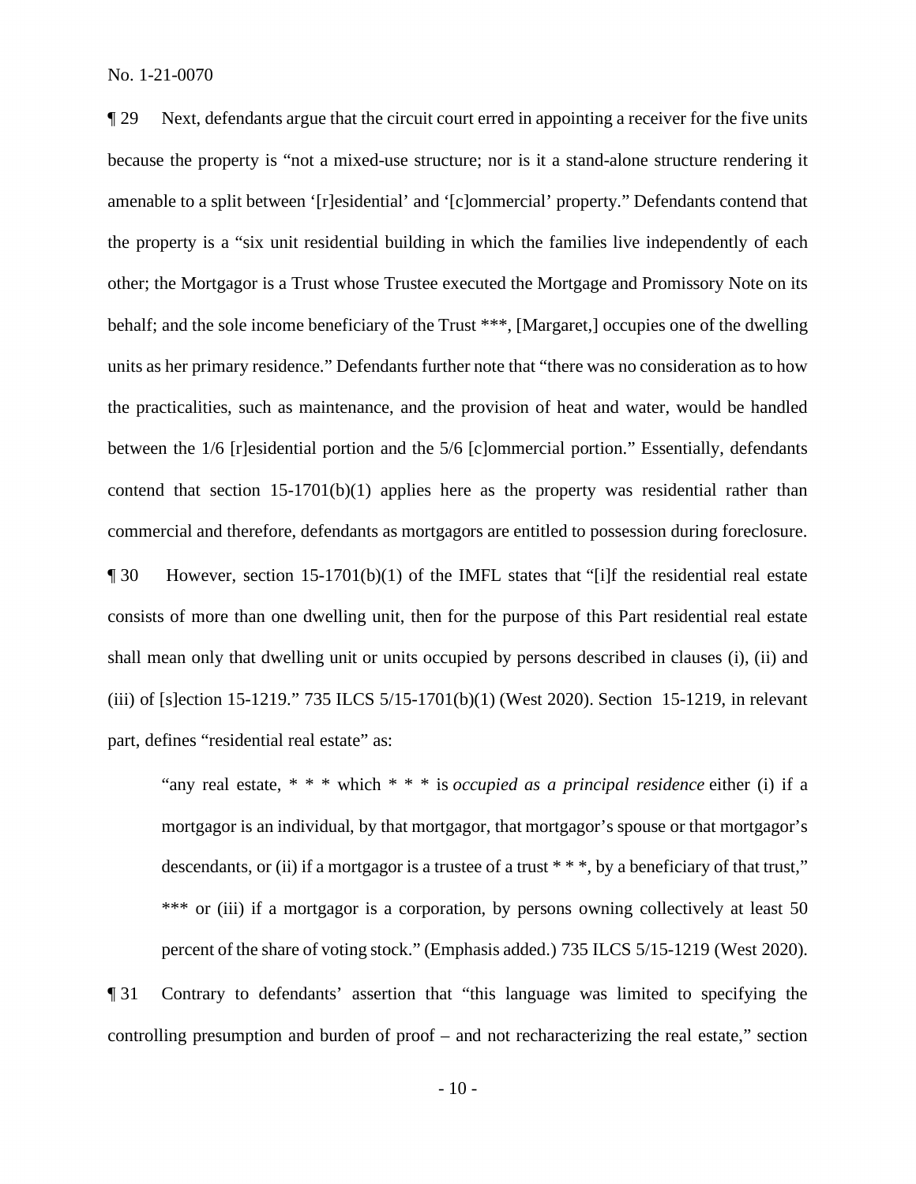¶ 29 Next, defendants argue that the circuit court erred in appointing a receiver for the five units because the property is "not a mixed-use structure; nor is it a stand-alone structure rendering it amenable to a split between '[r]esidential' and '[c]ommercial' property." Defendants contend that the property is a "six unit residential building in which the families live independently of each other; the Mortgagor is a Trust whose Trustee executed the Mortgage and Promissory Note on its behalf; and the sole income beneficiary of the Trust ***, [Margaret,] occupies one of the dwelling units as her primary residence." Defendants further note that "there was no consideration as to how the practicalities, such as maintenance, and the provision of heat and water, would be handled between the 1/6 [r]esidential portion and the 5/6 [c]ommercial portion." Essentially, defendants contend that section 15-1701(b)(1) applies here as the property was residential rather than commercial and therefore, defendants as mortgagors are entitled to possession during foreclosure.

¶ 30 However, section 15-1701(b)(1) of the IMFL states that "[i]f the residential real estate consists of more than one dwelling unit, then for the purpose of this Part residential real estate shall mean only that dwelling unit or units occupied by persons described in clauses (i), (ii) and (iii) of [s]ection 15-1219." 735 ILCS 5/15-1701(b)(1) (West 2020). Section 15-1219, in relevant part, defines "residential real estate" as:

> "any real estate, * * * which * * * is *occupied as a principal residence* either (i) if a mortgagor is an individual, by that mortgagor, that mortgagor's spouse or that mortgagor's descendants, or (ii) if a mortgagor is a trustee of a trust * * *, by a beneficiary of that trust," *** or (iii) if a mortgagor is a corporation, by persons owning collectively at least 50 percent of the share of voting stock." (Emphasis added.) 735 ILCS 5/15-1219 (West 2020).

¶ 31 Contrary to defendants' assertion that "this language was limited to specifying the controlling presumption and burden of proof – and not recharacterizing the real estate," section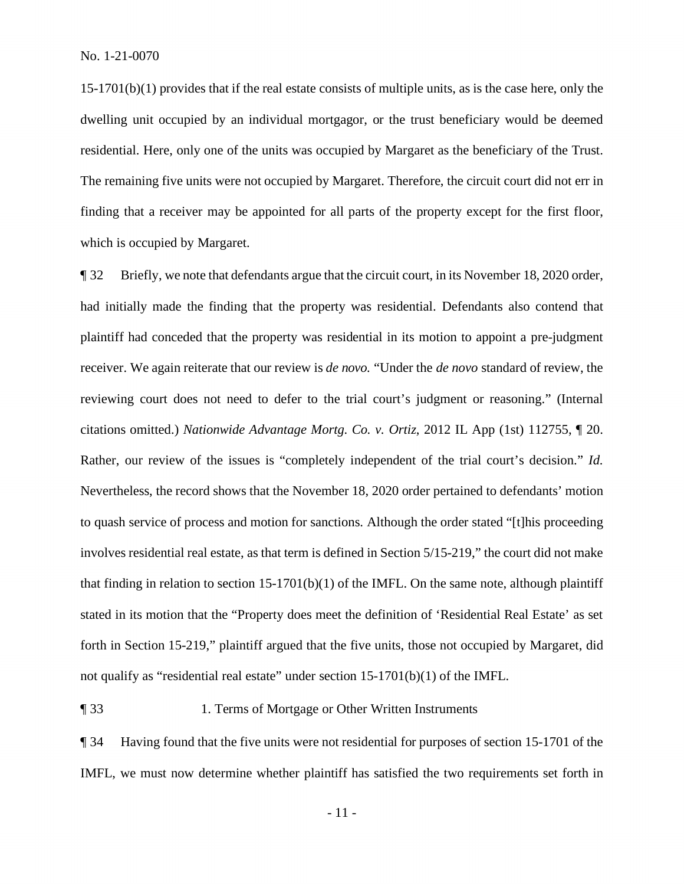15-1701(b)(1) provides that if the real estate consists of multiple units, as is the case here, only the dwelling unit occupied by an individual mortgagor, or the trust beneficiary would be deemed residential. Here, only one of the units was occupied by Margaret as the beneficiary of the Trust. The remaining five units were not occupied by Margaret. Therefore, the circuit court did not err in finding that a receiver may be appointed for all parts of the property except for the first floor, which is occupied by Margaret.

¶ 32 Briefly, we note that defendants argue that the circuit court, in its November 18, 2020 order, had initially made the finding that the property was residential. Defendants also contend that plaintiff had conceded that the property was residential in its motion to appoint a pre-judgment receiver. We again reiterate that our review is *de novo.* "Under the *de novo* standard of review, the reviewing court does not need to defer to the trial court's judgment or reasoning." (Internal citations omitted.) *Nationwide Advantage Mortg. Co. v. Ortiz*, 2012 IL App (1st) 112755, ¶ 20. Rather, our review of the issues is "completely independent of the trial court's decision." *Id.* Nevertheless, the record shows that the November 18, 2020 order pertained to defendants' motion to quash service of process and motion for sanctions. Although the order stated "[t]his proceeding involves residential real estate, as that term is defined in Section 5/15-219," the court did not make that finding in relation to section 15-1701(b)(1) of the IMFL. On the same note, although plaintiff stated in its motion that the "Property does meet the definition of 'Residential Real Estate' as set forth in Section 15-219," plaintiff argued that the five units, those not occupied by Margaret, did not qualify as "residential real estate" under section 15-1701(b)(1) of the IMFL.

¶ 33 1. Terms of Mortgage or Other Written Instruments

¶ 34 Having found that the five units were not residential for purposes of section 15-1701 of the IMFL, we must now determine whether plaintiff has satisfied the two requirements set forth in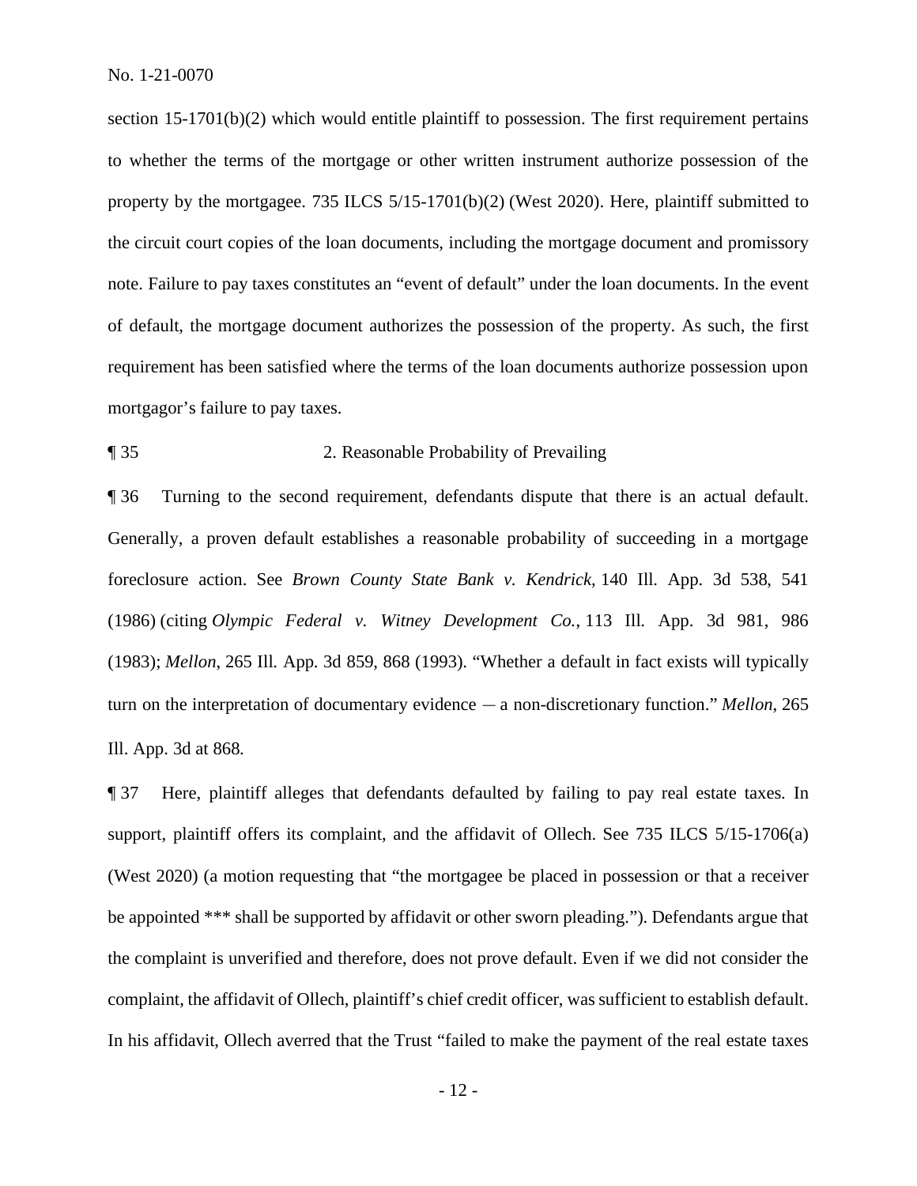section 15-1701(b)(2) which would entitle plaintiff to possession. The first requirement pertains to whether the terms of the mortgage or other written instrument authorize possession of the property by the mortgagee. 735 ILCS 5/15-1701(b)(2) (West 2020). Here, plaintiff submitted to the circuit court copies of the loan documents, including the mortgage document and promissory note. Failure to pay taxes constitutes an "event of default" under the loan documents. In the event of default, the mortgage document authorizes the possession of the property. As such, the first requirement has been satisfied where the terms of the loan documents authorize possession upon mortgagor's failure to pay taxes.

¶ 35 2. Reasonable Probability of Prevailing

¶ 36 Turning to the second requirement, defendants dispute that there is an actual default. Generally, a proven default establishes a reasonable probability of succeeding in a mortgage foreclosure action. See *Brown County State Bank v. Kendrick*, 140 Ill. App. 3d 538, 541 (1986) (citing *Olympic Federal v. Witney Development Co.*, 113 Ill. App. 3d 981, 986 (1983); *Mellon*, 265 Ill. App. 3d 859, 868 (1993). "Whether a default in fact exists will typically turn on the interpretation of documentary evidence — a non-discretionary function." *Mellon*, 265 Ill. App. 3d at 868.

¶ 37 Here, plaintiff alleges that defendants defaulted by failing to pay real estate taxes. In support, plaintiff offers its complaint, and the affidavit of Ollech. See 735 ILCS 5/15-1706(a) (West 2020) (a motion requesting that "the mortgagee be placed in possession or that a receiver be appointed *** shall be supported by affidavit or other sworn pleading."). Defendants argue that the complaint is unverified and therefore, does not prove default. Even if we did not consider the complaint, the affidavit of Ollech, plaintiff's chief credit officer, was sufficient to establish default. In his affidavit, Ollech averred that the Trust "failed to make the payment of the real estate taxes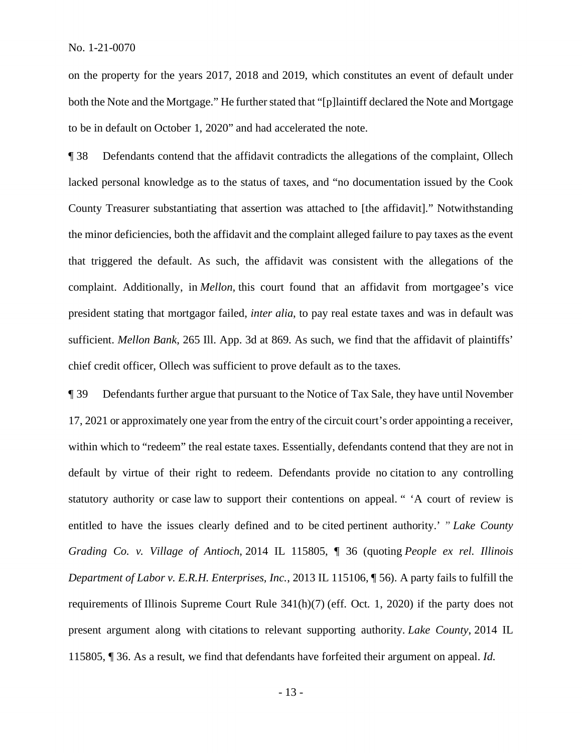on the property for the years 2017, 2018 and 2019, which constitutes an event of default under both the Note and the Mortgage." He further stated that "[p]laintiff declared the Note and Mortgage to be in default on October 1, 2020" and had accelerated the note.

¶ 38 Defendants contend that the affidavit contradicts the allegations of the complaint, Ollech lacked personal knowledge as to the status of taxes, and "no documentation issued by the Cook County Treasurer substantiating that assertion was attached to [the affidavit]." Notwithstanding the minor deficiencies, both the affidavit and the complaint alleged failure to pay taxes as the event that triggered the default. As such, the affidavit was consistent with the allegations of the complaint. Additionally, in *Mellon,* this court found that an affidavit from mortgagee's vice president stating that mortgagor failed, *inter alia*, to pay real estate taxes and was in default was sufficient. *Mellon Bank*, 265 Ill. App. 3d at 869. As such, we find that the affidavit of plaintiffs' chief credit officer, Ollech was sufficient to prove default as to the taxes.

¶ 39 Defendants further argue that pursuant to the Notice of Tax Sale, they have until November 17, 2021 or approximately one year from the entry of the circuit court's order appointing a receiver, within which to "redeem" the real estate taxes. Essentially, defendants contend that they are not in default by virtue of their right to redeem. Defendants provide no citation to any controlling statutory authority or case law to support their contentions on appeal. " 'A court of review is entitled to have the issues clearly defined and to be cited pertinent authority.' " *Lake County Grading Co. v. Village of Antioch*, 2014 IL 115805, ¶ 36 (quoting *People ex rel. Illinois Department of Labor v. E.R.H. Enterprises, Inc.*, 2013 IL 115106, ¶ 56). A party fails to fulfill the requirements of Illinois Supreme Court Rule 341(h)(7) (eff. Oct. 1, 2020) if the party does not present argument along with citations to relevant supporting authority. *Lake County*, 2014 IL 115805, ¶ 36. As a result, we find that defendants have forfeited their argument on appeal. *Id.*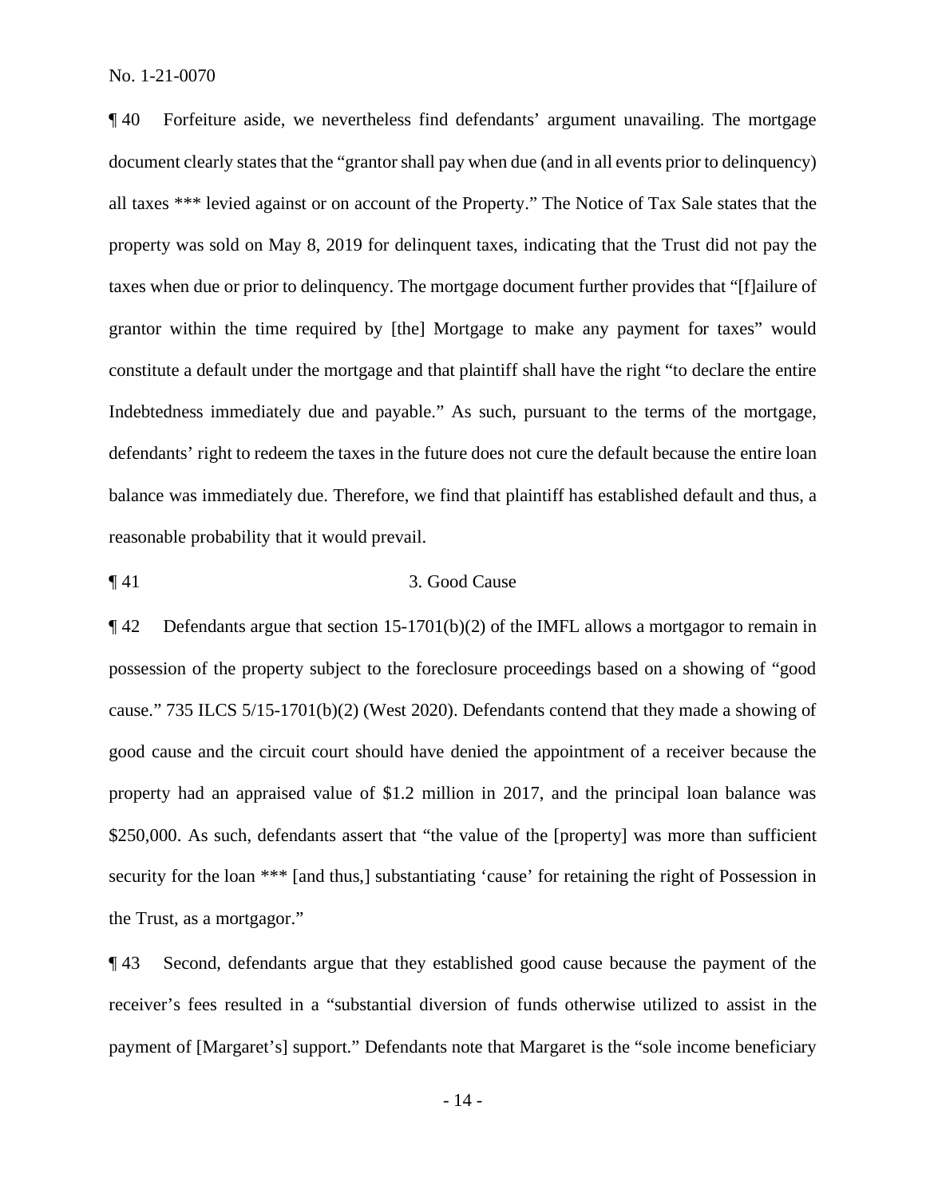¶ 40 Forfeiture aside, we nevertheless find defendants' argument unavailing. The mortgage document clearly states that the "grantor shall pay when due (and in all events prior to delinquency) all taxes *** levied against or on account of the Property." The Notice of Tax Sale states that the property was sold on May 8, 2019 for delinquent taxes, indicating that the Trust did not pay the taxes when due or prior to delinquency. The mortgage document further provides that "[f]ailure of grantor within the time required by [the] Mortgage to make any payment for taxes" would constitute a default under the mortgage and that plaintiff shall have the right "to declare the entire Indebtedness immediately due and payable." As such, pursuant to the terms of the mortgage, defendants' right to redeem the taxes in the future does not cure the default because the entire loan balance was immediately due. Therefore, we find that plaintiff has established default and thus, a reasonable probability that it would prevail.

¶ 41 3. Good Cause

¶ 42 Defendants argue that section 15-1701(b)(2) of the IMFL allows a mortgagor to remain in possession of the property subject to the foreclosure proceedings based on a showing of "good cause." 735 ILCS 5/15-1701(b)(2) (West 2020). Defendants contend that they made a showing of good cause and the circuit court should have denied the appointment of a receiver because the property had an appraised value of $1.2 million in 2017, and the principal loan balance was $250,000. As such, defendants assert that "the value of the [property] was more than sufficient security for the loan *** [and thus,] substantiating 'cause' for retaining the right of Possession in the Trust, as a mortgagor."

¶ 43 Second, defendants argue that they established good cause because the payment of the receiver's fees resulted in a "substantial diversion of funds otherwise utilized to assist in the payment of [Margaret's] support." Defendants note that Margaret is the "sole income beneficiary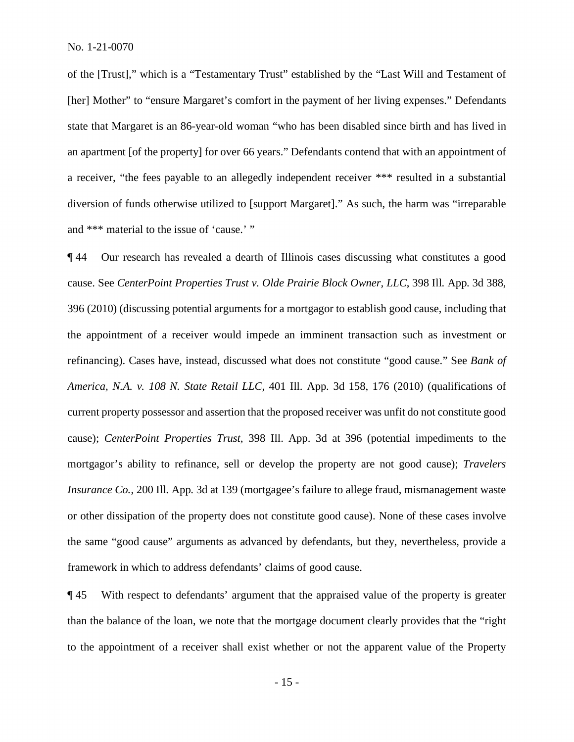of the [Trust]," which is a "Testamentary Trust" established by the "Last Will and Testament of [her] Mother" to "ensure Margaret's comfort in the payment of her living expenses." Defendants state that Margaret is an 86-year-old woman "who has been disabled since birth and has lived in an apartment [of the property] for over 66 years." Defendants contend that with an appointment of a receiver, "the fees payable to an allegedly independent receiver *** resulted in a substantial diversion of funds otherwise utilized to [support Margaret]." As such, the harm was "irreparable and *** material to the issue of 'cause.' "

¶ 44 Our research has revealed a dearth of Illinois cases discussing what constitutes a good cause. See *CenterPoint Properties Trust v. Olde Prairie Block Owner, LLC*, 398 Ill. App. 3d 388, 396 (2010) (discussing potential arguments for a mortgagor to establish good cause, including that the appointment of a receiver would impede an imminent transaction such as investment or refinancing). Cases have, instead, discussed what does not constitute "good cause." See *Bank of America, N.A. v. 108 N. State Retail LLC*, 401 Ill. App. 3d 158, 176 (2010) (qualifications of current property possessor and assertion that the proposed receiver was unfit do not constitute good cause); *CenterPoint Properties Trust*, 398 Ill. App. 3d at 396 (potential impediments to the mortgagor's ability to refinance, sell or develop the property are not good cause); *Travelers Insurance Co.*, 200 Ill. App. 3d at 139 (mortgagee's failure to allege fraud, mismanagement waste or other dissipation of the property does not constitute good cause). None of these cases involve the same "good cause" arguments as advanced by defendants, but they, nevertheless, provide a framework in which to address defendants' claims of good cause.

¶ 45 With respect to defendants' argument that the appraised value of the property is greater than the balance of the loan, we note that the mortgage document clearly provides that the "right to the appointment of a receiver shall exist whether or not the apparent value of the Property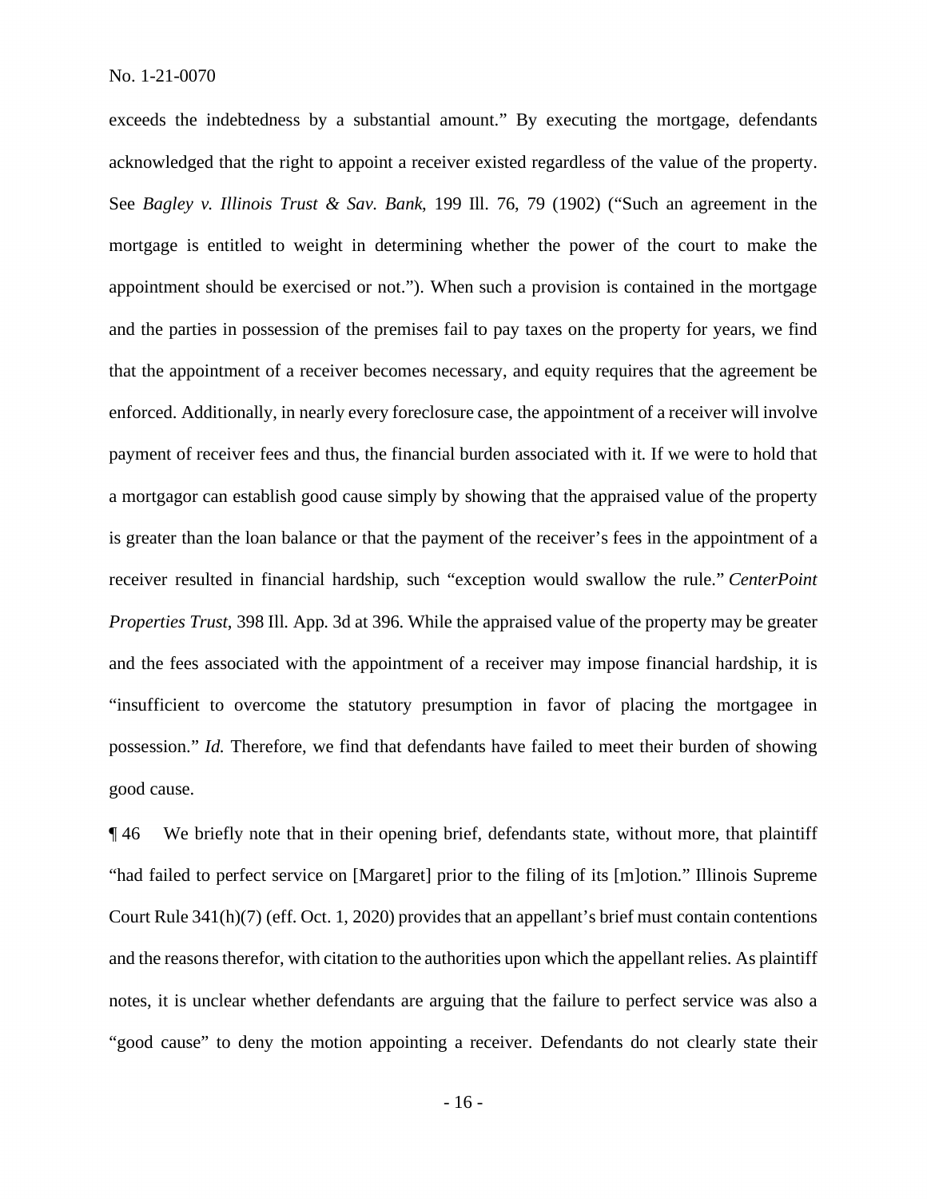exceeds the indebtedness by a substantial amount." By executing the mortgage, defendants acknowledged that the right to appoint a receiver existed regardless of the value of the property. See *Bagley v. Illinois Trust & Sav. Bank*, 199 Ill. 76, 79 (1902) ("Such an agreement in the mortgage is entitled to weight in determining whether the power of the court to make the appointment should be exercised or not."). When such a provision is contained in the mortgage and the parties in possession of the premises fail to pay taxes on the property for years, we find that the appointment of a receiver becomes necessary, and equity requires that the agreement be enforced. Additionally, in nearly every foreclosure case, the appointment of a receiver will involve payment of receiver fees and thus, the financial burden associated with it. If we were to hold that a mortgagor can establish good cause simply by showing that the appraised value of the property is greater than the loan balance or that the payment of the receiver's fees in the appointment of a receiver resulted in financial hardship, such "exception would swallow the rule." *CenterPoint Properties Trust*, 398 Ill. App. 3d at 396. While the appraised value of the property may be greater and the fees associated with the appointment of a receiver may impose financial hardship, it is "insufficient to overcome the statutory presumption in favor of placing the mortgagee in possession." *Id.* Therefore, we find that defendants have failed to meet their burden of showing good cause.

¶ 46 We briefly note that in their opening brief, defendants state, without more, that plaintiff "had failed to perfect service on [Margaret] prior to the filing of its [m]otion." Illinois Supreme Court Rule 341(h)(7) (eff. Oct. 1, 2020) provides that an appellant's brief must contain contentions and the reasons therefor, with citation to the authorities upon which the appellant relies. As plaintiff notes, it is unclear whether defendants are arguing that the failure to perfect service was also a "good cause" to deny the motion appointing a receiver. Defendants do not clearly state their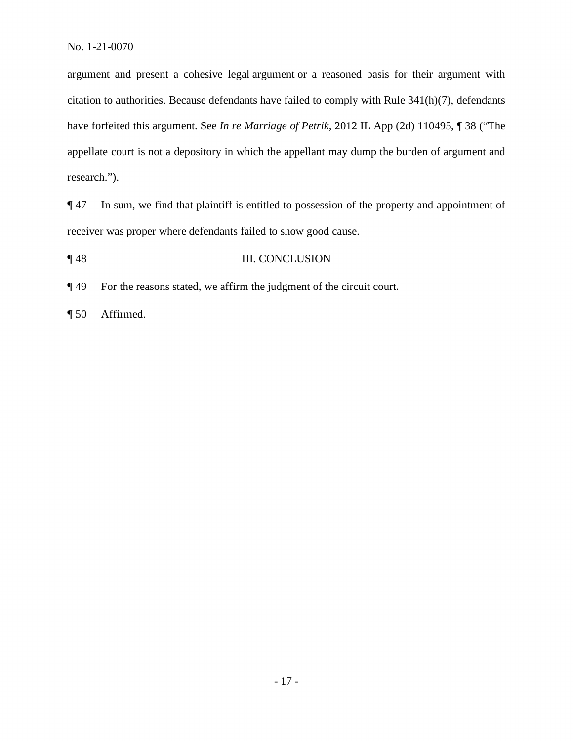argument and present a cohesive legal argument or a reasoned basis for their argument with citation to authorities. Because defendants have failed to comply with Rule 341(h)(7), defendants have forfeited this argument. See *In re Marriage of Petrik*, 2012 IL App (2d) 110495, ¶ 38 ("The appellate court is not a depository in which the appellant may dump the burden of argument and research.").

¶ 47 In sum, we find that plaintiff is entitled to possession of the property and appointment of receiver was proper where defendants failed to show good cause.

## ¶ 48 III. CONCLUSION

¶ 49 For the reasons stated, we affirm the judgment of the circuit court.

¶ 50 Affirmed.